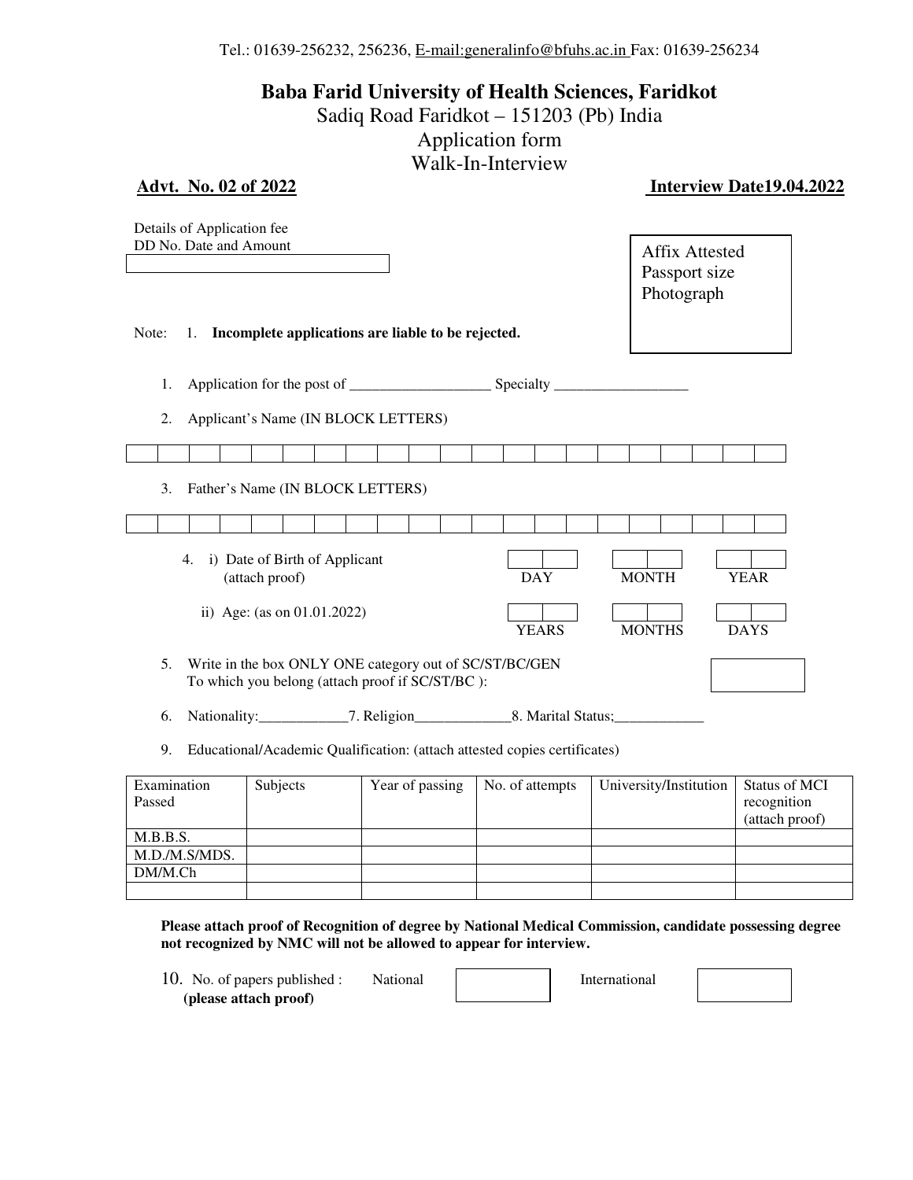Tel.: 01639-256232, 256236, E-mail:generalinfo@bfuhs.ac.in Fax: 01639-256234

# Baba Farid University of Health Sciences, Faridkot

Sadiq Road Faridkot – 151203 (Pb) India

Application form

Walk-In-Interview

**Advt. No. 02 of 2022** **Interview Date19.04.2022**

Details of Application fee
DD No. Date and Amount

Affix Attested Passport size Photograph

Note: 1. **Incomplete applications are liable to be rejected.**

1. Application for the post of ___________________ Specialty __________________

2. Applicant's Name (IN BLOCK LETTERS)

3. Father's Name (IN BLOCK LETTERS)

4. i) Date of Birth of Applicant (attach proof) DAY MONTH YEAR

   ii) Age: (as on 01.01.2022) YEARS MONTHS DAYS

5. Write in the box ONLY ONE category out of SC/ST/BC/GEN To which you belong (attach proof if SC/ST/BC ):

6. Nationality:____________7. Religion_____________8. Marital Status;____________

9. Educational/Academic Qualification: (attach attested copies certificates)

| Examination Passed | Subjects | Year of passing | No. of attempts | University/Institution | Status of MCI recognition (attach proof) |
|---|---|---|---|---|---|
| M.B.B.S. | | | | | |
| M.D./M.S/MDS. | | | | | |
| DM/M.Ch | | | | | |
| | | | | | |

**Please attach proof of Recognition of degree by National Medical Commission, candidate possessing degree not recognized by NMC will not be allowed to appear for interview.**

10. No. of papers published : National International
**(please attach proof)**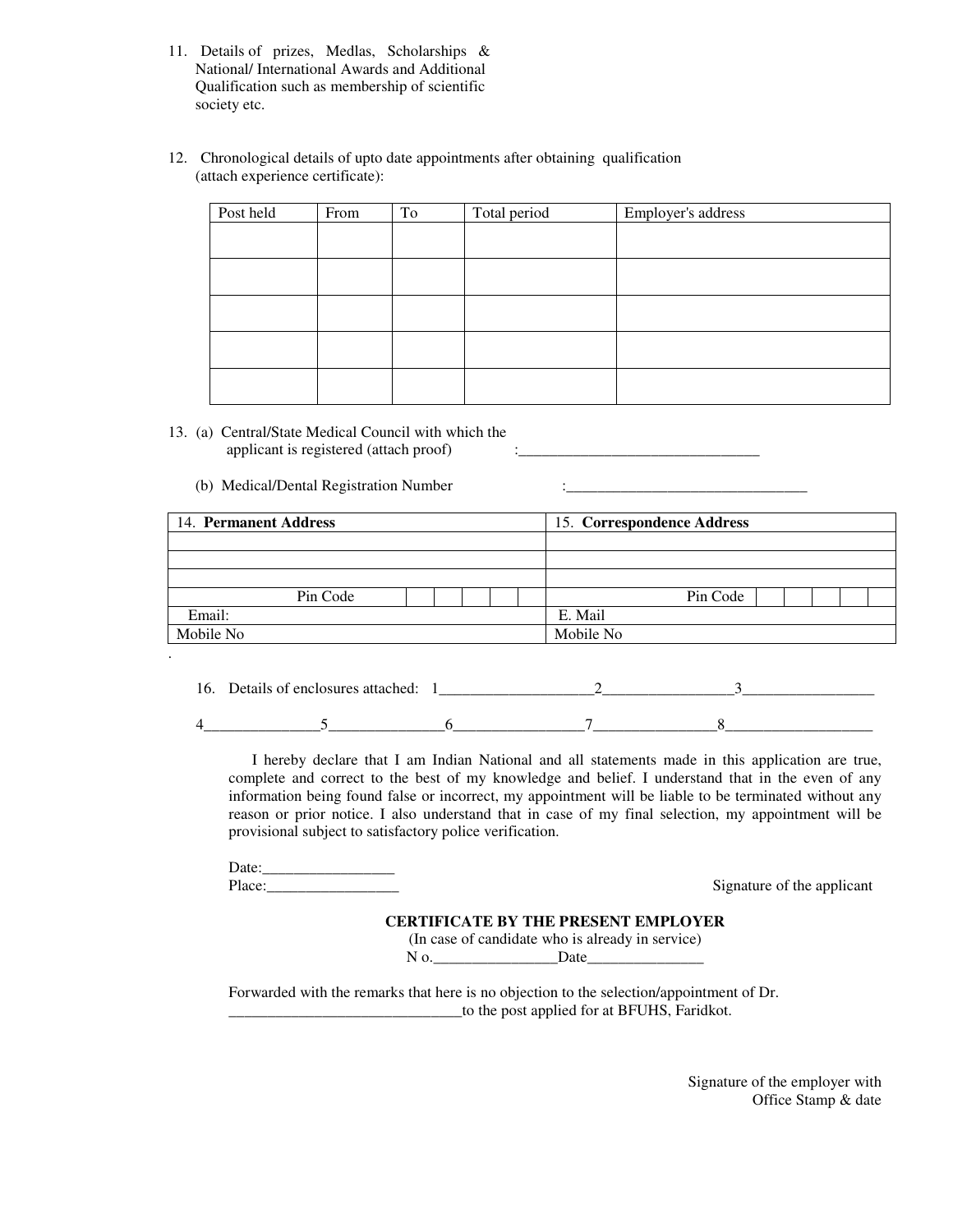11. Details of prizes, Medlas, Scholarships & National/ International Awards and Additional Qualification such as membership of scientific society etc.

12. Chronological details of upto date appointments after obtaining qualification (attach experience certificate):

| Post held | From | To | Total period | Employer's address |
|---|---|---|---|---|
| | | | | |
| | | | | |
| | | | | |
| | | | | |
| | | | | |

13. (a) Central/State Medical Council with which the applicant is registered (attach proof) :_______________________________

(b) Medical/Dental Registration Number :_______________________________

| 14. **Permanent Address** | | | | | | | 15. **Correspondence Address** | | | | | | |
|---|---|---|---|---|---|---|---|---|---|---|---|---|---|
| | | | | | | | | | | | | | |
| | | | | | | | | | | | | | |
| | | | | | | | | | | | | | |
| Pin Code | | | | | | | Pin Code | | | | | | |
| Email: | | | | | | | E. Mail | | | | | | |
| Mobile No | | | | | | | Mobile No | | | | | | |

16. Details of enclosures attached: 1____________________2_________________3_________________

4_______________5_______________6_________________7________________8___________________

I hereby declare that I am Indian National and all statements made in this application are true, complete and correct to the best of my knowledge and belief. I understand that in the even of any information being found false or incorrect, my appointment will be liable to be terminated without any reason or prior notice. I also understand that in case of my final selection, my appointment will be provisional subject to satisfactory police verification.

Date:_________________

Place:_________________

Signature of the applicant

**CERTIFICATE BY THE PRESENT EMPLOYER**

(In case of candidate who is already in service)

N o.________________Date_______________

Forwarded with the remarks that here is no objection to the selection/appointment of Dr. ______________________________to the post applied for at BFUHS, Faridkot.

Signature of the employer with Office Stamp & date